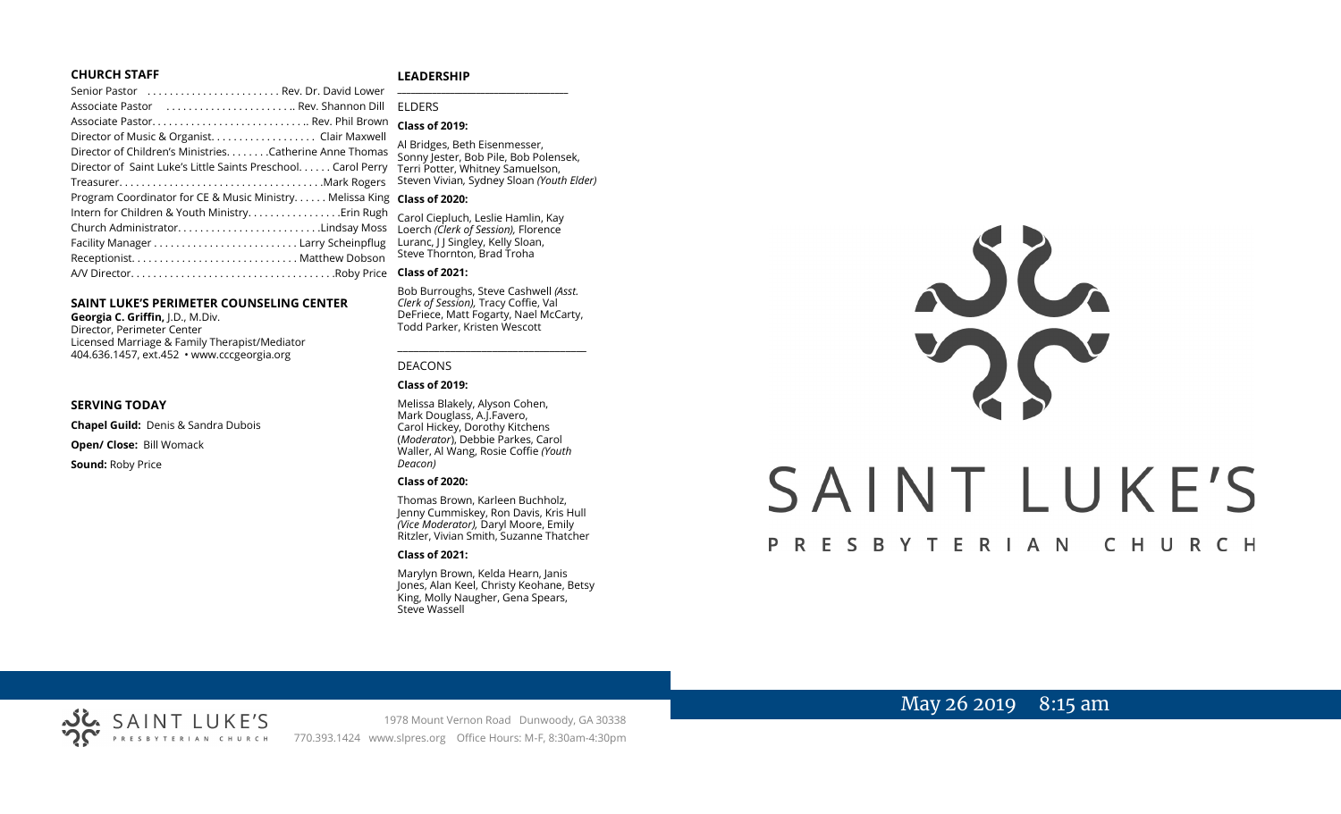## CHURCH STAFF

Senior Pastor . . . . . . . . . . . . . . . . . . . . . . . Rev. Dr. David Lower
Associate Pastor . . . . . . . . . . . . . . . . . . . . . . .. Rev. Shannon Dill
Associate Pastor. . . . . . . . . . . . . . . . . . . . . . . . . . .. Rev. Phil Brown
Director of Music & Organist. . . . . . . . . . . . . . . . . . . Clair Maxwell
Director of Children's Ministries. . . . . . . .Catherine Anne Thomas
Director of Saint Luke's Little Saints Preschool. . . . . . Carol Perry
Treasurer. . . . . . . . . . . . . . . . . . . . . . . . . . . . . . . . . . . .Mark Rogers
Program Coordinator for CE & Music Ministry. . . . . . Melissa King
Intern for Children & Youth Ministry. . . . . . . . . . . . . . . . .Erin Rugh
Church Administrator. . . . . . . . . . . . . . . . . . . . . . . . . .Lindsay Moss
Facility Manager . . . . . . . . . . . . . . . . . . . . . . . . . . Larry Scheinpflug
Receptionist. . . . . . . . . . . . . . . . . . . . . . . . . . . . . . Matthew Dobson
A/V Director. . . . . . . . . . . . . . . . . . . . . . . . . . . . . . . . . . . . .Roby Price

## SAINT LUKE'S PERIMETER COUNSELING CENTER

**Georgia C. Griffin,** J.D., M.Div.
Director, Perimeter Center
Licensed Marriage & Family Therapist/Mediator
404.636.1457, ext.452 • www.cccgeorgia.org

## SERVING TODAY

**Chapel Guild:** Denis & Sandra Dubois

**Open/ Close:** Bill Womack

**Sound:** Roby Price

## LEADERSHIP

ELDERS

**Class of 2019:**

Al Bridges, Beth Eisenmesser, Sonny Jester, Bob Pile, Bob Polensek, Terri Potter, Whitney Samuelson, Steven Vivian*,* Sydney Sloan *(Youth Elder)*

**Class of 2020:**

Carol Ciepluch, Leslie Hamlin, Kay Loerch *(Clerk of Session),* Florence Luranc, J J Singley, Kelly Sloan, Steve Thornton, Brad Troha

**Class of 2021:**

Bob Burroughs, Steve Cashwell *(Asst. Clerk of Session),* Tracy Coffie, Val DeFriece, Matt Fogarty, Nael McCarty, Todd Parker, Kristen Wescott

DEACONS

**Class of 2019:**

Melissa Blakely, Alyson Cohen, Mark Douglass, A.J.Favero, Carol Hickey, Dorothy Kitchens (*Moderator*), Debbie Parkes, Carol Waller, Al Wang, Rosie Coffie *(Youth Deacon)*

**Class of 2020:**

Thomas Brown, Karleen Buchholz, Jenny Cummiskey, Ron Davis, Kris Hull *(Vice Moderator),* Daryl Moore, Emily Ritzler, Vivian Smith, Suzanne Thatcher

**Class of 2021:**

Marylyn Brown, Kelda Hearn, Janis Jones, Alan Keel, Christy Keohane, Betsy King, Molly Naugher, Gena Spears, Steve Wassell

# SAINT LUKE'S PRESBYTERIAN CHURCH

May 26 2019 8:15 am

1978 Mount Vernon Road Dunwoody, GA 30338
770.393.1424 www.slpres.org Office Hours: M-F, 8:30am-4:30pm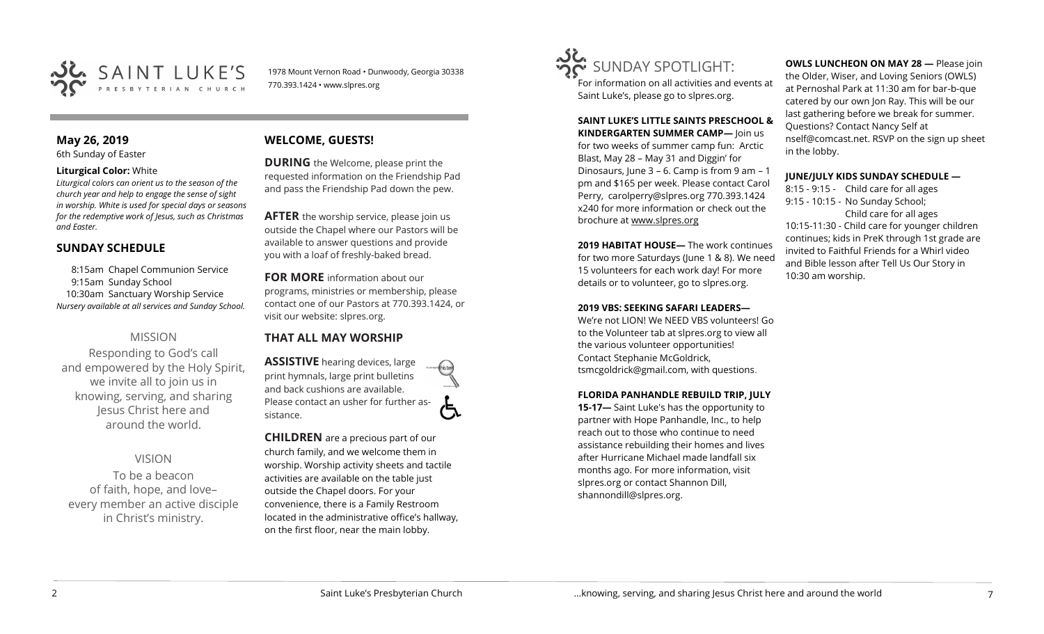# SAINT LUKE'S PRESBYTERIAN CHURCH

1978 Mount Vernon Road • Dunwoody, Georgia 30338
770.393.1424 • www.slpres.org

## May 26, 2019

6th Sunday of Easter

**Liturgical Color:** White

*Liturgical colors can orient us to the season of the church year and help to engage the sense of sight in worship. White is used for special days or seasons for the redemptive work of Jesus, such as Christmas and Easter.*

## SUNDAY SCHEDULE

8:15am Chapel Communion Service
9:15am Sunday School
10:30am Sanctuary Worship Service
*Nursery available at all services and Sunday School.*

### MISSION

Responding to God's call and empowered by the Holy Spirit, we invite all to join us in knowing, serving, and sharing Jesus Christ here and around the world.

### VISION

To be a beacon of faith, hope, and love– every member an active disciple in Christ's ministry.

## WELCOME, GUESTS!

**DURING** the Welcome, please print the requested information on the Friendship Pad and pass the Friendship Pad down the pew.

**AFTER** the worship service, please join us outside the Chapel where our Pastors will be available to answer questions and provide you with a loaf of freshly-baked bread.

**FOR MORE** information about our programs, ministries or membership, please contact one of our Pastors at 770.393.1424, or visit our website: slpres.org.

## THAT ALL MAY WORSHIP

**ASSISTIVE** hearing devices, large print hymnals, large print bulletins and back cushions are available. Please contact an usher for further assistance.

**CHILDREN** are a precious part of our church family, and we welcome them in worship. Worship activity sheets and tactile activities are available on the table just outside the Chapel doors. For your convenience, there is a Family Restroom located in the administrative office's hallway, on the first floor, near the main lobby.

# SUNDAY SPOTLIGHT:

For information on all activities and events at Saint Luke's, please go to slpres.org.

**SAINT LUKE'S LITTLE SAINTS PRESCHOOL & KINDERGARTEN SUMMER CAMP—** Join us for two weeks of summer camp fun: Arctic Blast, May 28 – May 31 and Diggin' for Dinosaurs, June 3 – 6. Camp is from 9 am – 1 pm and $165 per week. Please contact Carol Perry, carolperry@slpres.org 770.393.1424 x240 for more information or check out the brochure at www.slpres.org

**2019 HABITAT HOUSE—** The work continues for two more Saturdays (June 1 & 8). We need 15 volunteers for each work day! For more details or to volunteer, go to slpres.org.

**2019 VBS: SEEKING SAFARI LEADERS—** We're not LION! We NEED VBS volunteers! Go to the Volunteer tab at slpres.org to view all the various volunteer opportunities! Contact Stephanie McGoldrick, tsmcgoldrick@gmail.com, with questions.

**FLORIDA PANHANDLE REBUILD TRIP, JULY 15-17—** Saint Luke's has the opportunity to partner with Hope Panhandle, Inc., to help reach out to those who continue to need assistance rebuilding their homes and lives after Hurricane Michael made landfall six months ago. For more information, visit slpres.org or contact Shannon Dill, shannondill@slpres.org.

**OWLS LUNCHEON ON MAY 28 —** Please join the Older, Wiser, and Loving Seniors (OWLS) at Pernoshal Park at 11:30 am for bar-b-que catered by our own Jon Ray. This will be our last gathering before we break for summer. Questions? Contact Nancy Self at nself@comcast.net. RSVP on the sign up sheet in the lobby.

**JUNE/JULY KIDS SUNDAY SCHEDULE —**

8:15 - 9:15 - Child care for all ages
9:15 - 10:15 - No Sunday School; Child care for all ages
10:15-11:30 - Child care for younger children continues; kids in PreK through 1st grade are invited to Faithful Friends for a Whirl video and Bible lesson after Tell Us Our Story in 10:30 am worship.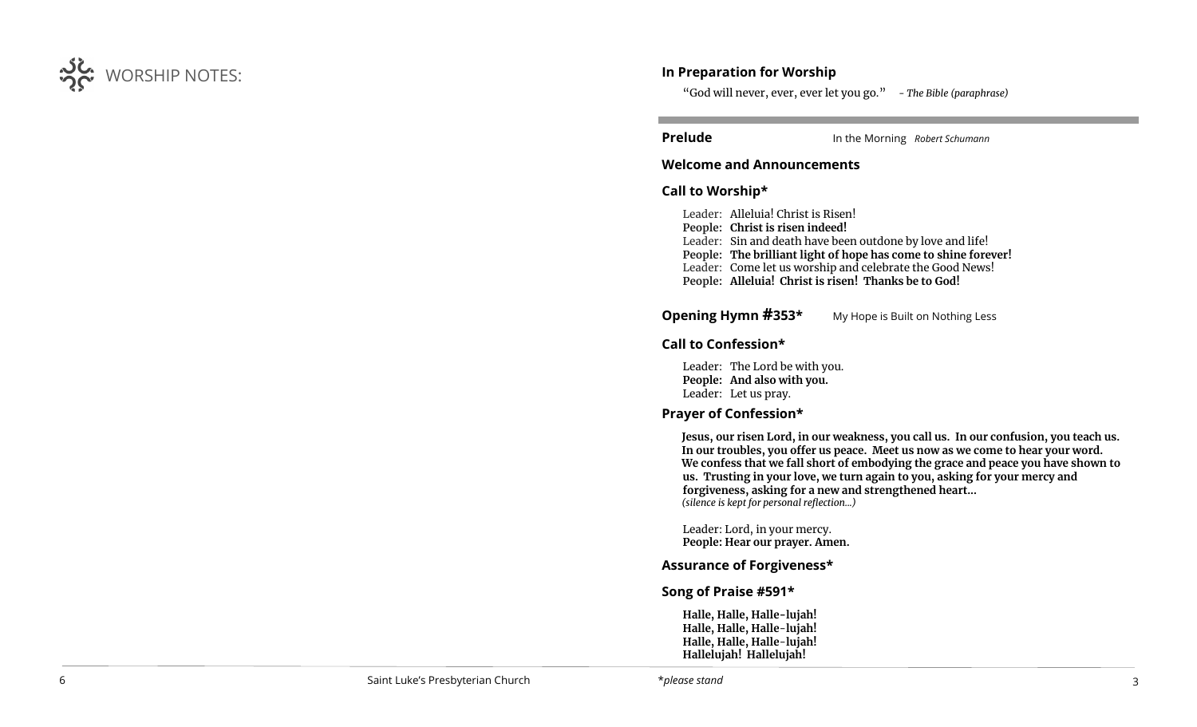WORSHIP NOTES:

## In Preparation for Worship

"God will never, ever, ever let you go." *- The Bible (paraphrase)*

**Prelude** In the Morning *Robert Schumann*

**Welcome and Announcements**

**Call to Worship***

Leader: Alleluia! Christ is Risen!
**People: Christ is risen indeed!**
Leader: Sin and death have been outdone by love and life!
**People: The brilliant light of hope has come to shine forever!**
Leader: Come let us worship and celebrate the Good News!
**People: Alleluia! Christ is risen! Thanks be to God!**

**Opening Hymn #353*** My Hope is Built on Nothing Less

**Call to Confession***

Leader: The Lord be with you.
**People: And also with you.**
Leader: Let us pray.

**Prayer of Confession***

**Jesus, our risen Lord, in our weakness, you call us. In our confusion, you teach us. In our troubles, you offer us peace. Meet us now as we come to hear your word. We confess that we fall short of embodying the grace and peace you have shown to us. Trusting in your love, we turn again to you, asking for your mercy and forgiveness, asking for a new and strengthened heart…**
*(silence is kept for personal reflection…)*

Leader: Lord, in your mercy.
**People: Hear our prayer. Amen.**

**Assurance of Forgiveness***

**Song of Praise #591***

**Halle, Halle, Halle-lujah!**
**Halle, Halle, Halle-lujah!**
**Halle, Halle, Halle-lujah!**
**Hallelujah! Hallelujah!**

*please stand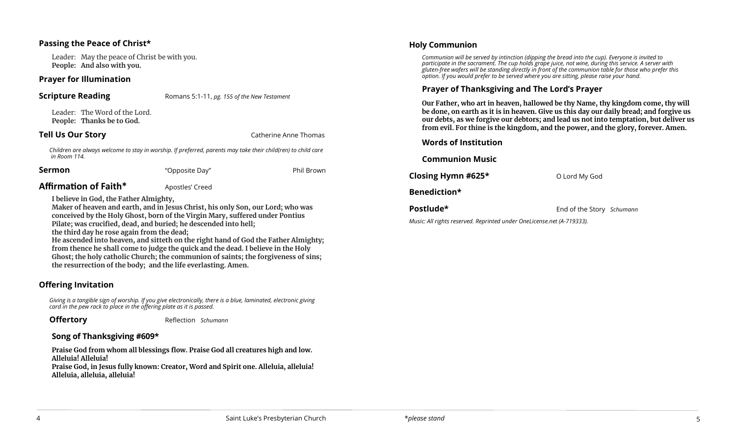### Passing the Peace of Christ*

Leader: May the peace of Christ be with you.
**People: And also with you.**

### Prayer for Illumination

### Scripture Reading — Romans 5:1-11, *pg. 155 of the New Testament*

Leader: The Word of the Lord.
**People: Thanks be to God.**

### Tell Us Our Story — Catherine Anne Thomas

*Children are always welcome to stay in worship. If preferred, parents may take their child(ren) to child care in Room 114.*

### Sermon — "Opposite Day" — Phil Brown

### Affirmation of Faith* — Apostles' Creed

**I believe in God, the Father Almighty,**
**Maker of heaven and earth, and in Jesus Christ, his only Son, our Lord; who was conceived by the Holy Ghost, born of the Virgin Mary, suffered under Pontius Pilate; was crucified, dead, and buried; he descended into hell;**
**the third day he rose again from the dead;**
**He ascended into heaven, and sitteth on the right hand of God the Father Almighty; from thence he shall come to judge the quick and the dead. I believe in the Holy Ghost; the holy catholic Church; the communion of saints; the forgiveness of sins; the resurrection of the body; and the life everlasting. Amen.**

### Offering Invitation

*Giving is a tangible sign of worship. If you give electronically, there is a blue, laminated, electronic giving card in the pew rack to place in the offering plate as it is passed.*

### Offertory — Reflection *Schumann*

### Song of Thanksgiving #609*

**Praise God from whom all blessings flow. Praise God all creatures high and low. Alleluia! Alleluia!**
**Praise God, in Jesus fully known: Creator, Word and Spirit one. Alleluia, alleluia! Alleluia, alleluia, alleluia!**

### Holy Communion

*Communion will be served by intinction (dipping the bread into the cup). Everyone is invited to participate in the sacrament. The cup holds grape juice, not wine, during this service. A server with gluten-free wafers will be standing directly in front of the communion table for those who prefer this option. If you would prefer to be served where you are sitting, please raise your hand.*

### Prayer of Thanksgiving and The Lord's Prayer

**Our Father, who art in heaven, hallowed be thy Name, thy kingdom come, thy will be done, on earth as it is in heaven. Give us this day our daily bread; and forgive us our debts, as we forgive our debtors; and lead us not into temptation, but deliver us from evil. For thine is the kingdom, and the power, and the glory, forever. Amen.**

### Words of Institution

### Communion Music

### Closing Hymn #625* — O Lord My God

### Benediction*

### Postlude* — End of the Story *Schumann*

*Music: All rights reserved. Reprinted under OneLicense.net (A-719333).*

**please stand*